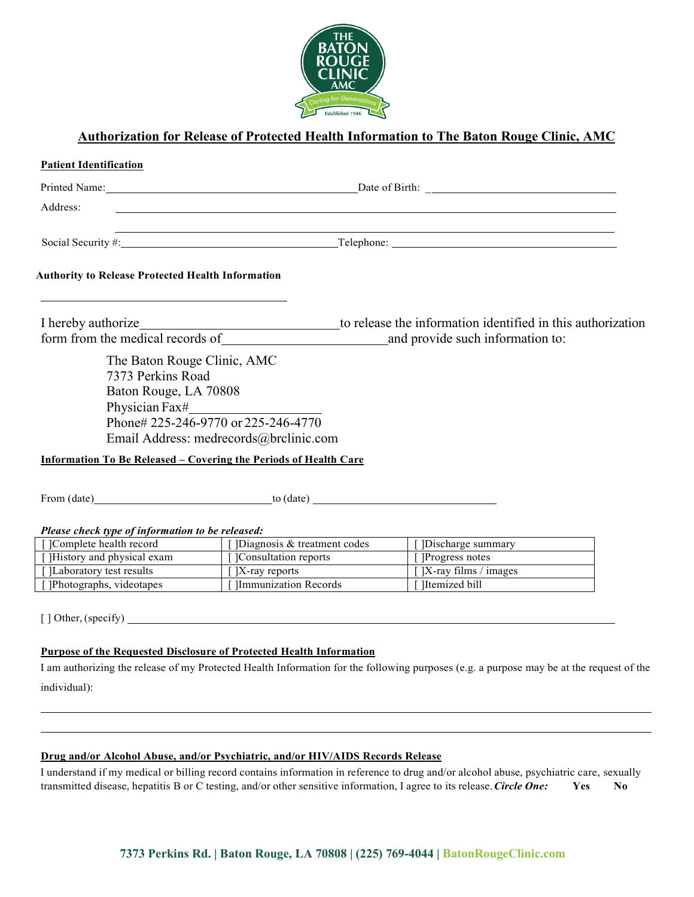# Authorization for Release of Protected Health Information to The Baton Rouge Clinic, AMC

**Patient Identification**

Printed Name: ________________________________ Date of Birth: ________________________

Address: ________________________________________________________________

________________________________________________________________

Social Security #: ____________________________ Telephone: ____________________________

**Authority to Release Protected Health Information**

________________________________

I hereby authorize ________________________ to release the information identified in this authorization form from the medical records of ____________________ and provide such information to:

The Baton Rouge Clinic, AMC
7373 Perkins Road
Baton Rouge, LA 70808
Physician Fax# ________________
Phone# 225-246-9770 or 225-246-4770
Email Address: medrecords@brclinic.com

**Information To Be Released – Covering the Periods of Health Care**

From (date) ________________________ to (date) ________________________

***Please check type of information to be released:***

| | | |
|---|---|---|
| [ ]Complete health record | [ ]Diagnosis & treatment codes | [ ]Discharge summary |
| [ ]History and physical exam | [ ]Consultation reports | [ ]Progress notes |
| [ ]Laboratory test results | [ ]X-ray reports | [ ]X-ray films / images |
| [ ]Photographs, videotapes | [ ]Immunization Records | [ ]Itemized bill |

[ ] Other, (specify) ________________________________________________________________

**Purpose of the Requested Disclosure of Protected Health Information**

I am authorizing the release of my Protected Health Information for the following purposes (e.g. a purpose may be at the request of the individual):

________________________________________________________________

________________________________________________________________

**Drug and/or Alcohol Abuse, and/or Psychiatric, and/or HIV/AIDS Records Release**

I understand if my medical or billing record contains information in reference to drug and/or alcohol abuse, psychiatric care, sexually transmitted disease, hepatitis B or C testing, and/or other sensitive information, I agree to its release. ***Circle One:*** **Yes** **No**

**7373 Perkins Rd. | Baton Rouge, LA 70808 | (225) 769-4044 | BatonRougeClinic.com**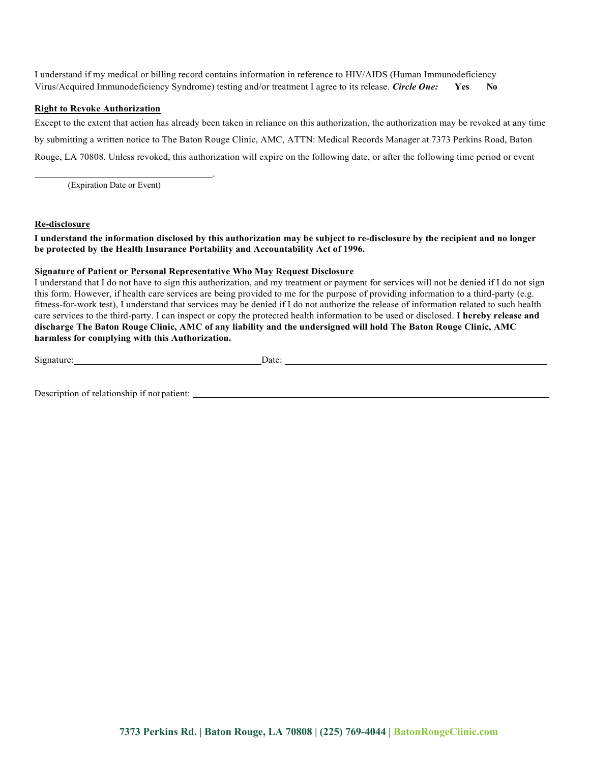I understand if my medical or billing record contains information in reference to HIV/AIDS (Human Immunodeficiency Virus/Acquired Immunodeficiency Syndrome) testing and/or treatment I agree to its release. ***Circle One:*** **Yes** **No**

**Right to Revoke Authorization**

Except to the extent that action has already been taken in reliance on this authorization, the authorization may be revoked at any time by submitting a written notice to The Baton Rouge Clinic, AMC, ATTN: Medical Records Manager at 7373 Perkins Road, Baton Rouge, LA 70808. Unless revoked, this authorization will expire on the following date, or after the following time period or event

______________________________________.
(Expiration Date or Event)

**Re-disclosure**

**I understand the information disclosed by this authorization may be subject to re-disclosure by the recipient and no longer be protected by the Health Insurance Portability and Accountability Act of 1996.**

**Signature of Patient or Personal Representative Who May Request Disclosure**

I understand that I do not have to sign this authorization, and my treatment or payment for services will not be denied if I do not sign this form. However, if health care services are being provided to me for the purpose of providing information to a third-party (e.g. fitness-for-work test), I understand that services may be denied if I do not authorize the release of information related to such health care services to the third-party. I can inspect or copy the protected health information to be used or disclosed. **I hereby release and discharge The Baton Rouge Clinic, AMC of any liability and the undersigned will hold The Baton Rouge Clinic, AMC harmless for complying with this Authorization.**

Signature:______________________________________ Date: ______________________________________

Description of relationship if not patient: ______________________________________

**7373 Perkins Rd. | Baton Rouge, LA 70808 | (225) 769-4044 | BatonRougeClinic.com**